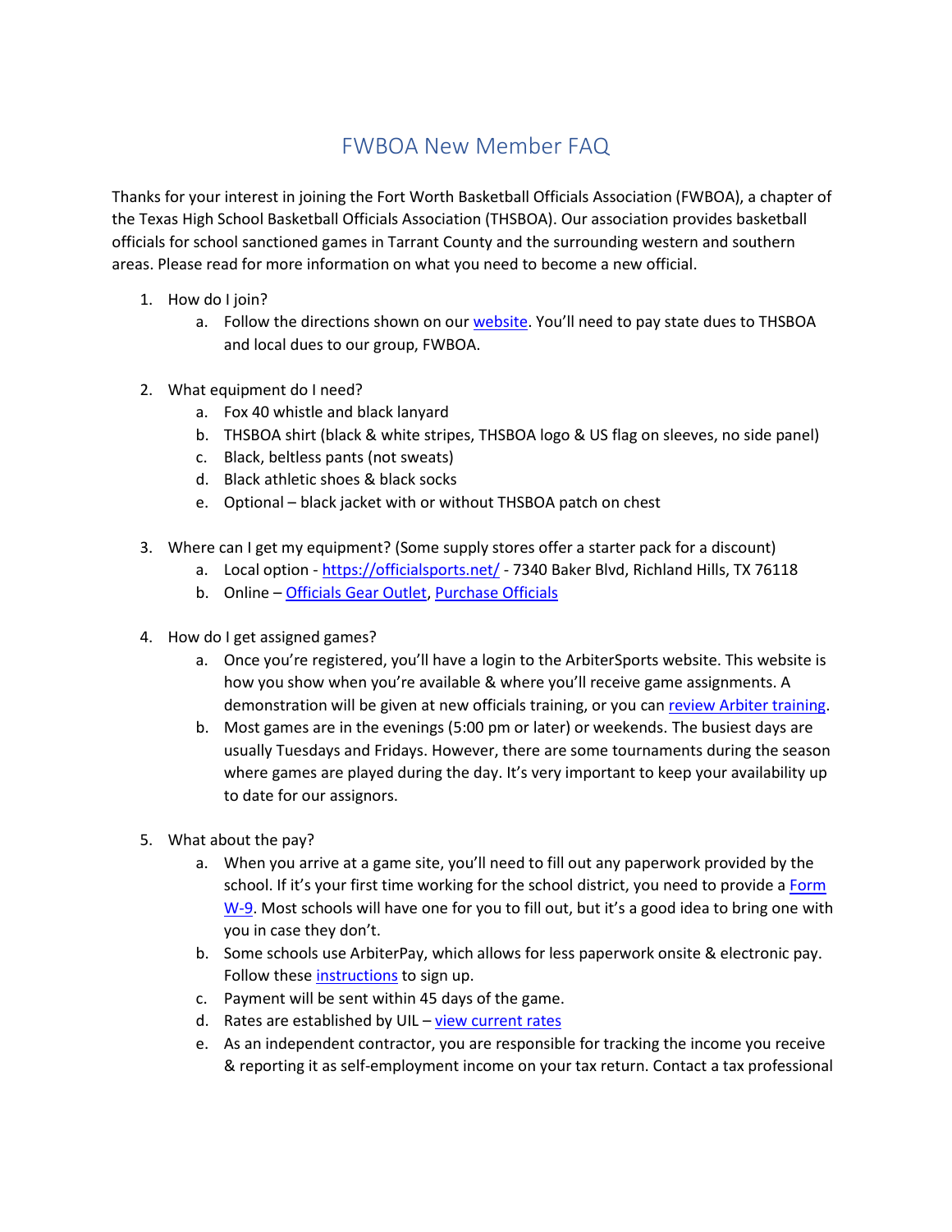# FWBOA New Member FAQ

Thanks for your interest in joining the Fort Worth Basketball Officials Association (FWBOA), a chapter of the Texas High School Basketball Officials Association (THSBOA). Our association provides basketball officials for school sanctioned games in Tarrant County and the surrounding western and southern areas. Please read for more information on what you need to become a new official.

1. How do I join?
    a. Follow the directions shown on our website. You'll need to pay state dues to THSBOA and local dues to our group, FWBOA.

2. What equipment do I need?
    a. Fox 40 whistle and black lanyard
    b. THSBOA shirt (black & white stripes, THSBOA logo & US flag on sleeves, no side panel)
    c. Black, beltless pants (not sweats)
    d. Black athletic shoes & black socks
    e. Optional – black jacket with or without THSBOA patch on chest

3. Where can I get my equipment? (Some supply stores offer a starter pack for a discount)
    a. Local option - https://officialsports.net/ - 7340 Baker Blvd, Richland Hills, TX 76118
    b. Online – Officials Gear Outlet, Purchase Officials

4. How do I get assigned games?
    a. Once you're registered, you'll have a login to the ArbiterSports website. This website is how you show when you're available & where you'll receive game assignments. A demonstration will be given at new officials training, or you can review Arbiter training.
    b. Most games are in the evenings (5:00 pm or later) or weekends. The busiest days are usually Tuesdays and Fridays. However, there are some tournaments during the season where games are played during the day. It's very important to keep your availability up to date for our assignors.

5. What about the pay?
    a. When you arrive at a game site, you'll need to fill out any paperwork provided by the school. If it's your first time working for the school district, you need to provide a Form W-9. Most schools will have one for you to fill out, but it's a good idea to bring one with you in case they don't.
    b. Some schools use ArbiterPay, which allows for less paperwork onsite & electronic pay. Follow these instructions to sign up.
    c. Payment will be sent within 45 days of the game.
    d. Rates are established by UIL – view current rates
    e. As an independent contractor, you are responsible for tracking the income you receive & reporting it as self-employment income on your tax return. Contact a tax professional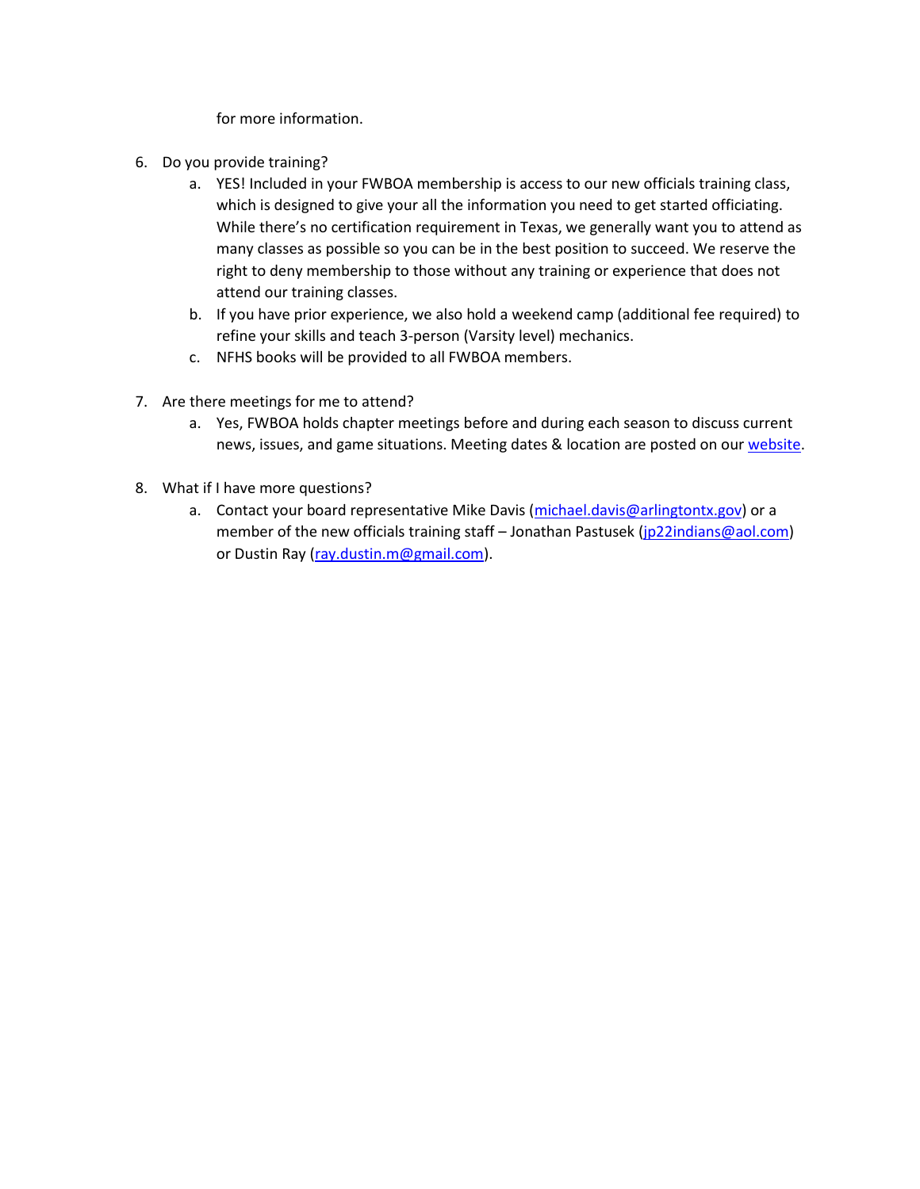for more information.

6. Do you provide training?
   a. YES! Included in your FWBOA membership is access to our new officials training class, which is designed to give your all the information you need to get started officiating. While there's no certification requirement in Texas, we generally want you to attend as many classes as possible so you can be in the best position to succeed. We reserve the right to deny membership to those without any training or experience that does not attend our training classes.
   b. If you have prior experience, we also hold a weekend camp (additional fee required) to refine your skills and teach 3-person (Varsity level) mechanics.
   c. NFHS books will be provided to all FWBOA members.

7. Are there meetings for me to attend?
   a. Yes, FWBOA holds chapter meetings before and during each season to discuss current news, issues, and game situations. Meeting dates & location are posted on our website.

8. What if I have more questions?
   a. Contact your board representative Mike Davis (michael.davis@arlingtontx.gov) or a member of the new officials training staff – Jonathan Pastusek (jp22indians@aol.com) or Dustin Ray (ray.dustin.m@gmail.com).